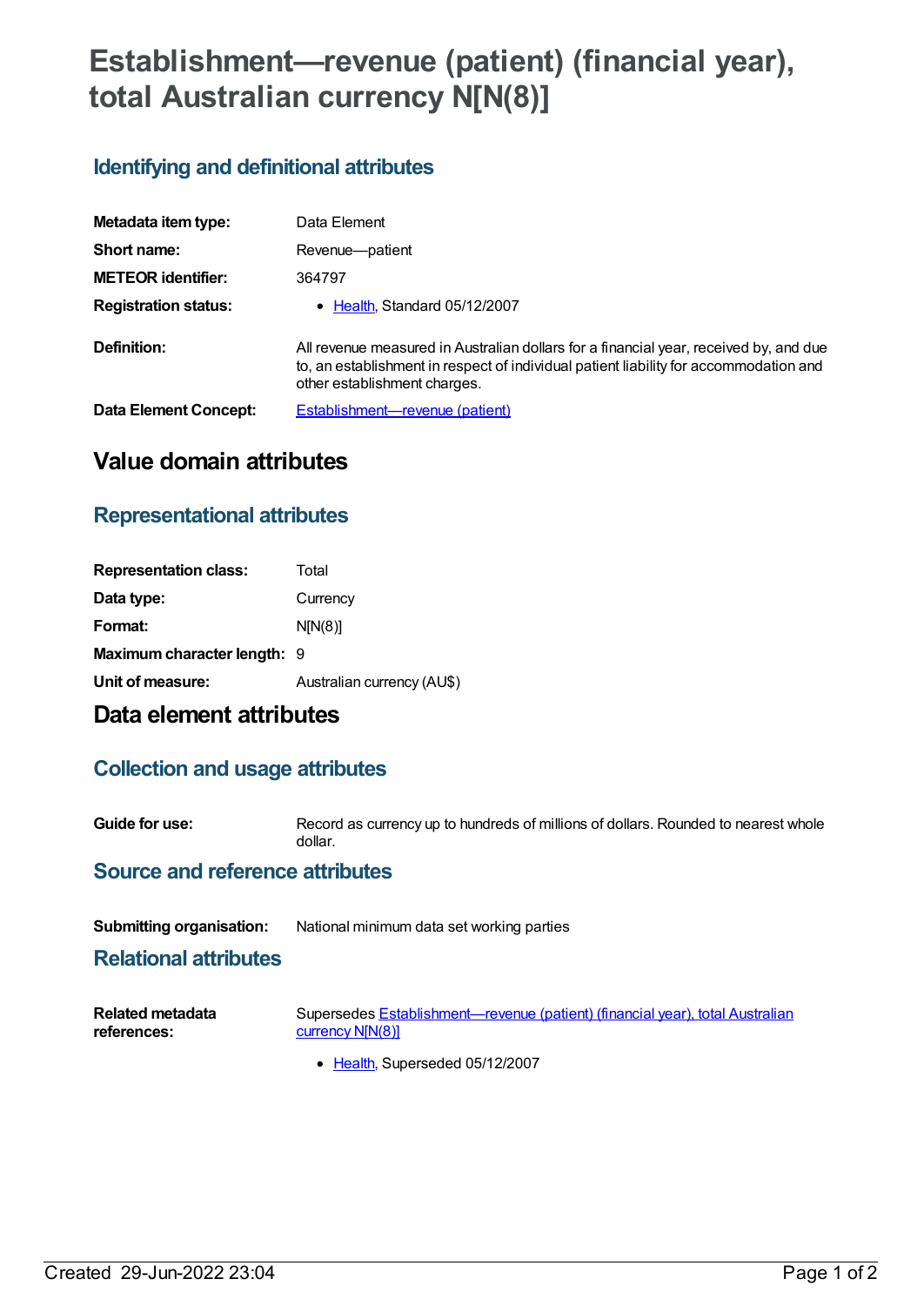# Establishment—revenue (patient) (financial year), total Australian currency N[N(8)]

## Identifying and definitional attributes

| | |
|---|---|
| **Metadata item type:** | Data Element |
| **Short name:** | Revenue—patient |
| **METEOR identifier:** | 364797 |
| **Registration status:** | • Health, Standard 05/12/2007 |
| **Definition:** | All revenue measured in Australian dollars for a financial year, received by, and due to, an establishment in respect of individual patient liability for accommodation and other establishment charges. |
| **Data Element Concept:** | Establishment—revenue (patient) |

# Value domain attributes

## Representational attributes

| | |
|---|---|
| **Representation class:** | Total |
| **Data type:** | Currency |
| **Format:** | N[N(8)] |
| **Maximum character length:** | 9 |
| **Unit of measure:** | Australian currency (AU$) |

# Data element attributes

## Collection and usage attributes

| | |
|---|---|
| **Guide for use:** | Record as currency up to hundreds of millions of dollars. Rounded to nearest whole dollar. |

## Source and reference attributes

| | |
|---|---|
| **Submitting organisation:** | National minimum data set working parties |

## Relational attributes

| | |
|---|---|
| **Related metadata references:** | Supersedes Establishment—revenue (patient) (financial year), total Australian currency N[N(8)] |

- Health, Superseded 05/12/2007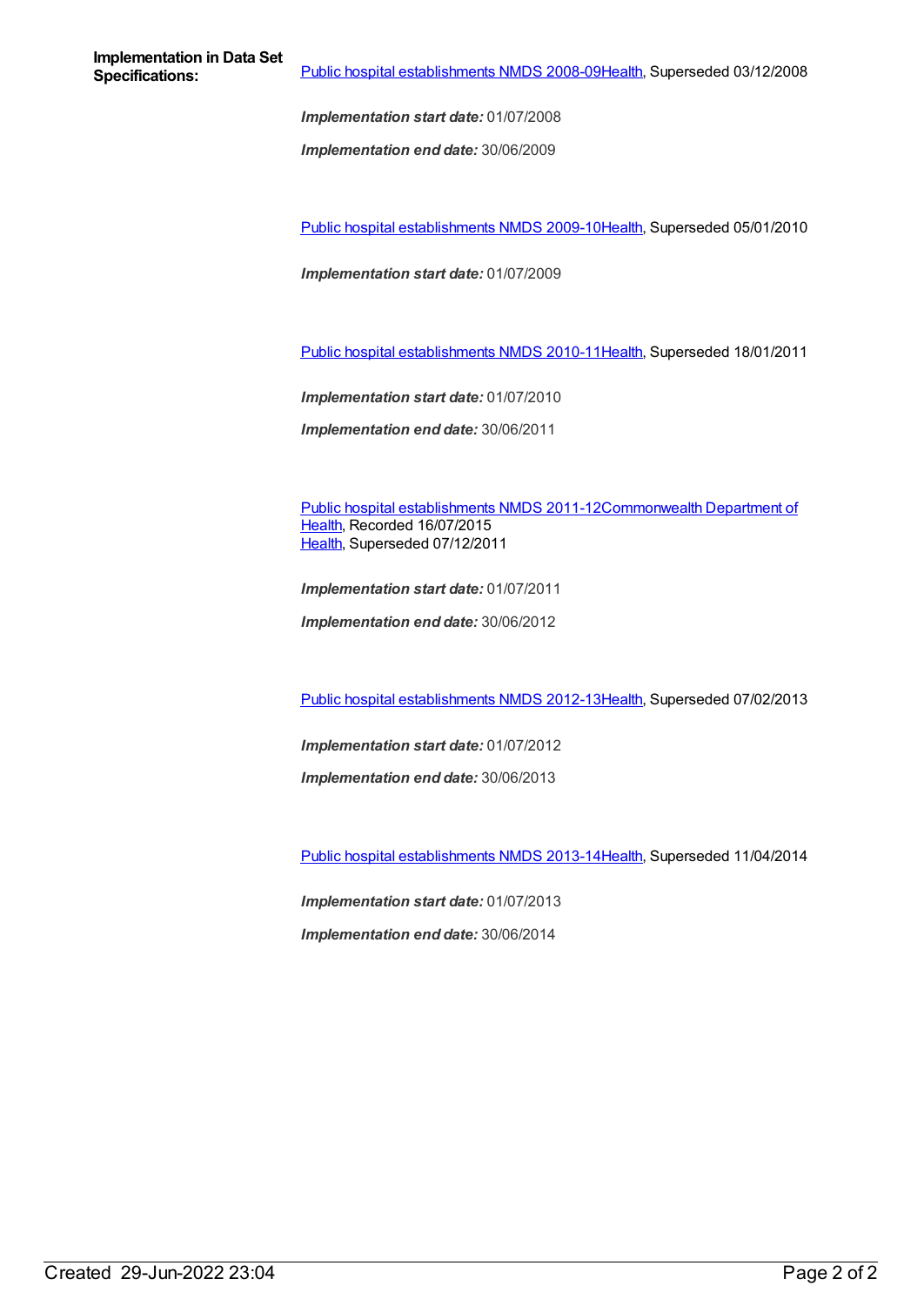**Implementation in Data Set Specifications:**

Public hospital establishments NMDS 2008-09Health, Superseded 03/12/2008

***Implementation start date:*** 01/07/2008

***Implementation end date:*** 30/06/2009

Public hospital establishments NMDS 2009-10Health, Superseded 05/01/2010

***Implementation start date:*** 01/07/2009

Public hospital establishments NMDS 2010-11Health, Superseded 18/01/2011

***Implementation start date:*** 01/07/2010

***Implementation end date:*** 30/06/2011

Public hospital establishments NMDS 2011-12Commonwealth Department of Health, Recorded 16/07/2015
Health, Superseded 07/12/2011

***Implementation start date:*** 01/07/2011

***Implementation end date:*** 30/06/2012

Public hospital establishments NMDS 2012-13Health, Superseded 07/02/2013

***Implementation start date:*** 01/07/2012

***Implementation end date:*** 30/06/2013

Public hospital establishments NMDS 2013-14Health, Superseded 11/04/2014

***Implementation start date:*** 01/07/2013

***Implementation end date:*** 30/06/2014